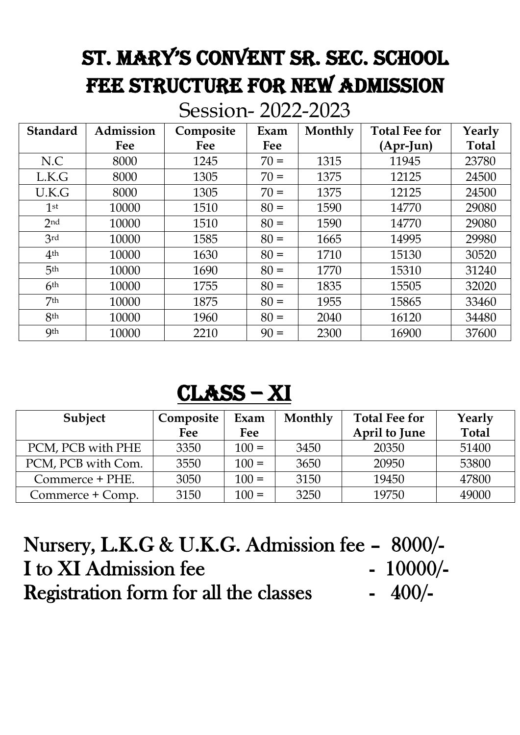# ST. MARY'S CONVENT SR. SEC. SCHOOL
# FEE STRUCTURE FOR NEW ADMISSION

## Session- 2022-2023

| Standard | Admission Fee | Composite Fee | Exam Fee | Monthly | Total Fee for (Apr-Jun) | Yearly Total |
|---|---|---|---|---|---|---|
| N.C | 8000 | 1245 | 70 = | 1315 | 11945 | 23780 |
| L.K.G | 8000 | 1305 | 70 = | 1375 | 12125 | 24500 |
| U.K.G | 8000 | 1305 | 70 = | 1375 | 12125 | 24500 |
| 1st | 10000 | 1510 | 80 = | 1590 | 14770 | 29080 |
| 2nd | 10000 | 1510 | 80 = | 1590 | 14770 | 29080 |
| 3rd | 10000 | 1585 | 80 = | 1665 | 14995 | 29980 |
| 4th | 10000 | 1630 | 80 = | 1710 | 15130 | 30520 |
| 5th | 10000 | 1690 | 80 = | 1770 | 15310 | 31240 |
| 6th | 10000 | 1755 | 80 = | 1835 | 15505 | 32020 |
| 7th | 10000 | 1875 | 80 = | 1955 | 15865 | 33460 |
| 8th | 10000 | 1960 | 80 = | 2040 | 16120 | 34480 |
| 9th | 10000 | 2210 | 90 = | 2300 | 16900 | 37600 |

## CLASS – XI

| Subject | Composite Fee | Exam Fee | Monthly | Total Fee for April to June | Yearly Total |
|---|---|---|---|---|---|
| PCM, PCB with PHE | 3350 | 100 = | 3450 | 20350 | 51400 |
| PCM, PCB with Com. | 3550 | 100 = | 3650 | 20950 | 53800 |
| Commerce + PHE. | 3050 | 100 = | 3150 | 19450 | 47800 |
| Commerce + Comp. | 3150 | 100 = | 3250 | 19750 | 49000 |

**Nursery, L.K.G & U.K.G. Admission fee – 8000/-**

**I to XI Admission fee - 10000/-**

**Registration form for all the classes - 400/-**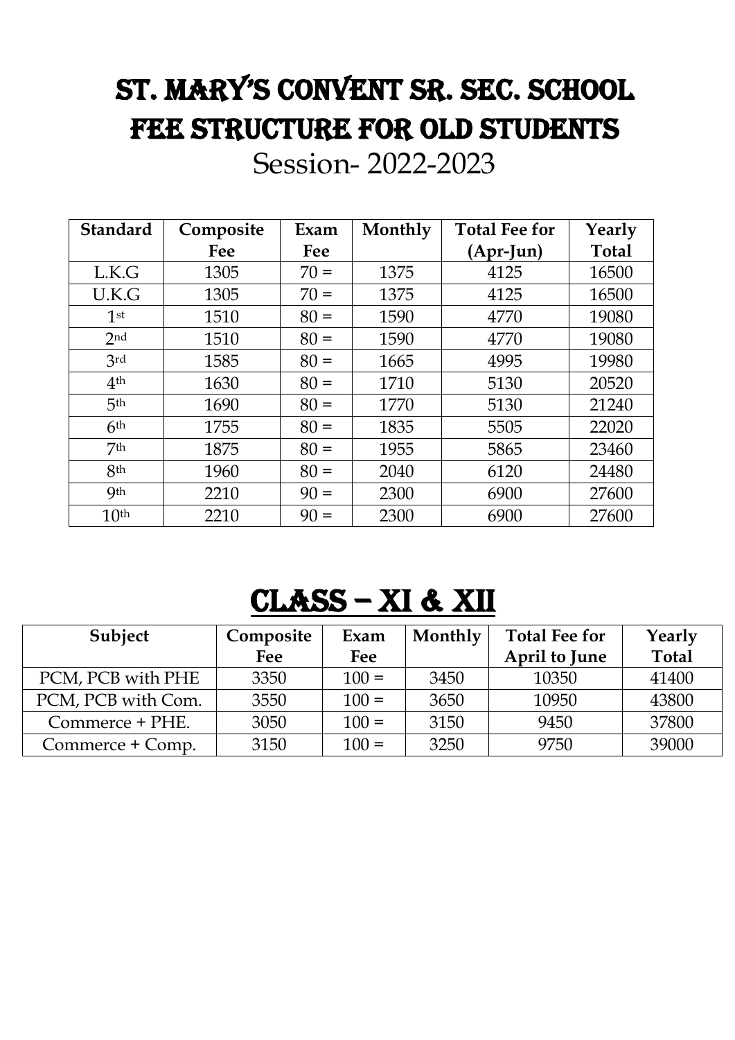# ST. MARY'S CONVENT SR. SEC. SCHOOL
# FEE STRUCTURE FOR OLD STUDENTS

## Session- 2022-2023

| Standard | Composite Fee | Exam Fee | Monthly | Total Fee for (Apr-Jun) | Yearly Total |
|---|---|---|---|---|---|
| L.K.G | 1305 | 70 = | 1375 | 4125 | 16500 |
| U.K.G | 1305 | 70 = | 1375 | 4125 | 16500 |
| 1st | 1510 | 80 = | 1590 | 4770 | 19080 |
| 2nd | 1510 | 80 = | 1590 | 4770 | 19080 |
| 3rd | 1585 | 80 = | 1665 | 4995 | 19980 |
| 4th | 1630 | 80 = | 1710 | 5130 | 20520 |
| 5th | 1690 | 80 = | 1770 | 5130 | 21240 |
| 6th | 1755 | 80 = | 1835 | 5505 | 22020 |
| 7th | 1875 | 80 = | 1955 | 5865 | 23460 |
| 8th | 1960 | 80 = | 2040 | 6120 | 24480 |
| 9th | 2210 | 90 = | 2300 | 6900 | 27600 |
| 10th | 2210 | 90 = | 2300 | 6900 | 27600 |

# CLASS – XI & XII

| Subject | Composite Fee | Exam Fee | Monthly | Total Fee for April to June | Yearly Total |
|---|---|---|---|---|---|
| PCM, PCB with PHE | 3350 | 100 = | 3450 | 10350 | 41400 |
| PCM, PCB with Com. | 3550 | 100 = | 3650 | 10950 | 43800 |
| Commerce + PHE. | 3050 | 100 = | 3150 | 9450 | 37800 |
| Commerce + Comp. | 3150 | 100 = | 3250 | 9750 | 39000 |